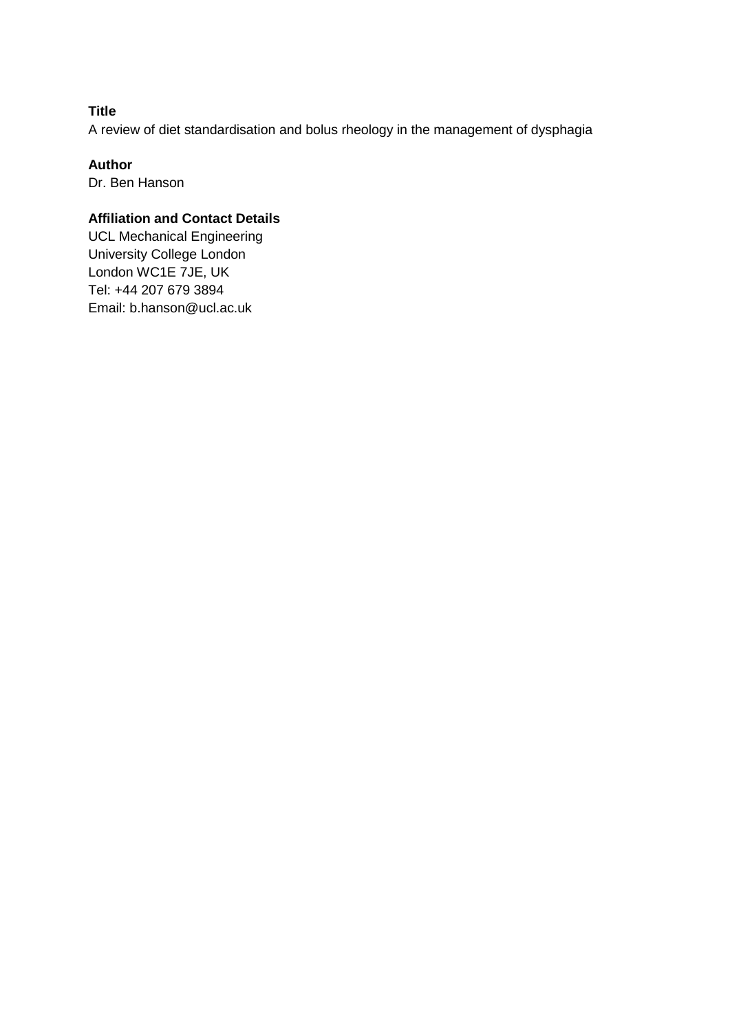**Title**

A review of diet standardisation and bolus rheology in the management of dysphagia

**Author**

Dr. Ben Hanson

**Affiliation and Contact Details**

UCL Mechanical Engineering
University College London
London WC1E 7JE, UK
Tel: +44 207 679 3894
Email: b.hanson@ucl.ac.uk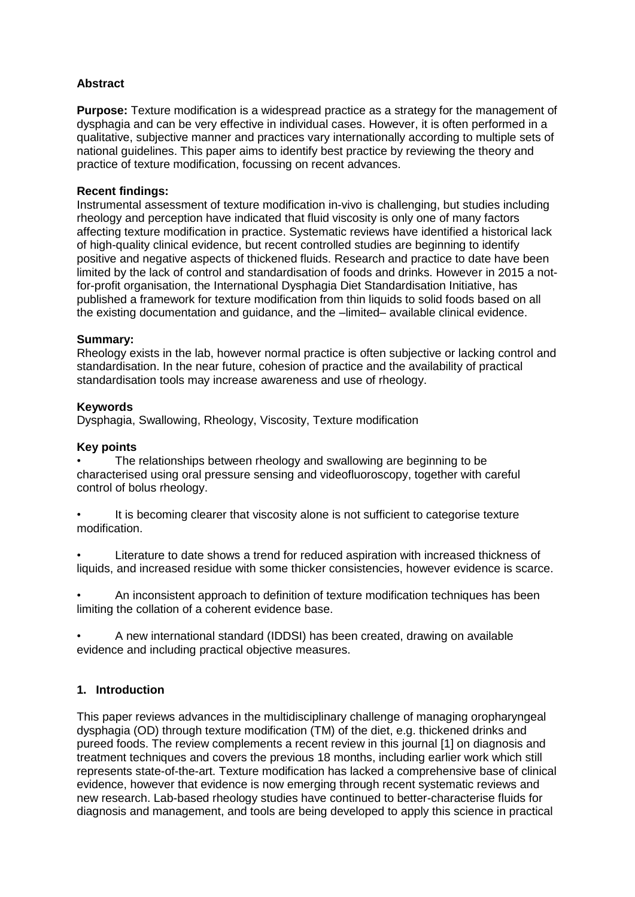**Abstract**

**Purpose:** Texture modification is a widespread practice as a strategy for the management of dysphagia and can be very effective in individual cases. However, it is often performed in a qualitative, subjective manner and practices vary internationally according to multiple sets of national guidelines. This paper aims to identify best practice by reviewing the theory and practice of texture modification, focussing on recent advances.

**Recent findings:**
Instrumental assessment of texture modification in-vivo is challenging, but studies including rheology and perception have indicated that fluid viscosity is only one of many factors affecting texture modification in practice. Systematic reviews have identified a historical lack of high-quality clinical evidence, but recent controlled studies are beginning to identify positive and negative aspects of thickened fluids. Research and practice to date have been limited by the lack of control and standardisation of foods and drinks. However in 2015 a not-for-profit organisation, the International Dysphagia Diet Standardisation Initiative, has published a framework for texture modification from thin liquids to solid foods based on all the existing documentation and guidance, and the –limited– available clinical evidence.

**Summary:**
Rheology exists in the lab, however normal practice is often subjective or lacking control and standardisation. In the near future, cohesion of practice and the availability of practical standardisation tools may increase awareness and use of rheology.

**Keywords**
Dysphagia, Swallowing, Rheology, Viscosity, Texture modification

**Key points**

- The relationships between rheology and swallowing are beginning to be characterised using oral pressure sensing and videofluoroscopy, together with careful control of bolus rheology.
- It is becoming clearer that viscosity alone is not sufficient to categorise texture modification.
- Literature to date shows a trend for reduced aspiration with increased thickness of liquids, and increased residue with some thicker consistencies, however evidence is scarce.
- An inconsistent approach to definition of texture modification techniques has been limiting the collation of a coherent evidence base.
- A new international standard (IDDSI) has been created, drawing on available evidence and including practical objective measures.

## 1. Introduction

This paper reviews advances in the multidisciplinary challenge of managing oropharyngeal dysphagia (OD) through texture modification (TM) of the diet, e.g. thickened drinks and pureed foods. The review complements a recent review in this journal [1] on diagnosis and treatment techniques and covers the previous 18 months, including earlier work which still represents state-of-the-art. Texture modification has lacked a comprehensive base of clinical evidence, however that evidence is now emerging through recent systematic reviews and new research. Lab-based rheology studies have continued to better-characterise fluids for diagnosis and management, and tools are being developed to apply this science in practical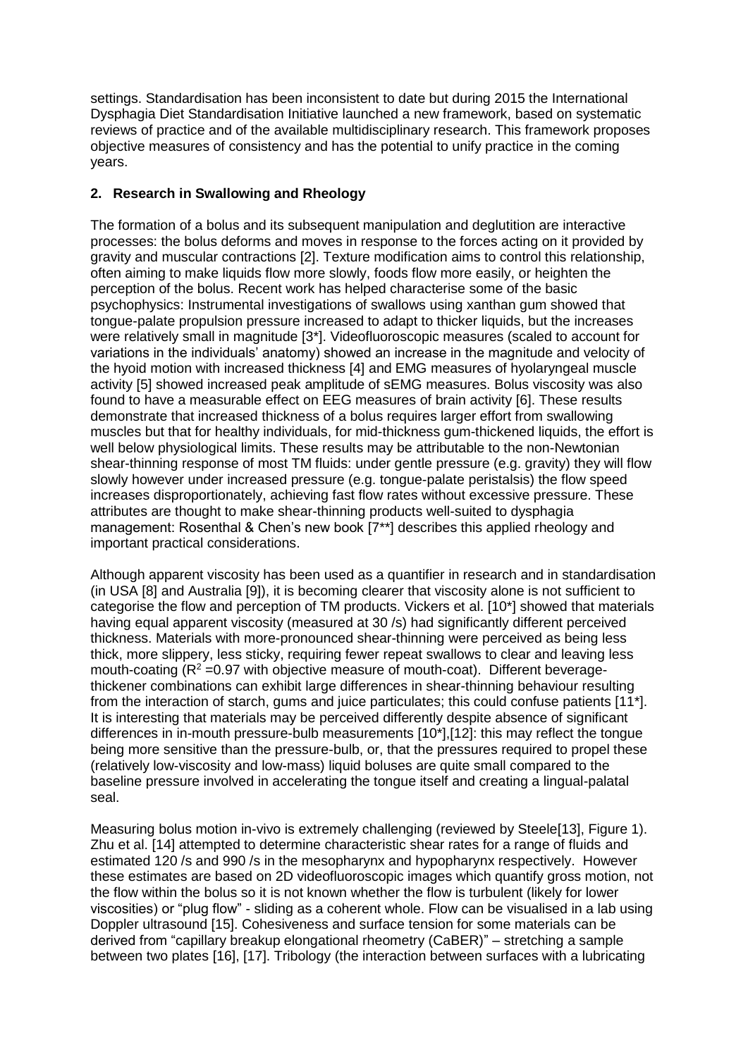settings. Standardisation has been inconsistent to date but during 2015 the International Dysphagia Diet Standardisation Initiative launched a new framework, based on systematic reviews of practice and of the available multidisciplinary research. This framework proposes objective measures of consistency and has the potential to unify practice in the coming years.

## 2. Research in Swallowing and Rheology

The formation of a bolus and its subsequent manipulation and deglutition are interactive processes: the bolus deforms and moves in response to the forces acting on it provided by gravity and muscular contractions [2]. Texture modification aims to control this relationship, often aiming to make liquids flow more slowly, foods flow more easily, or heighten the perception of the bolus. Recent work has helped characterise some of the basic psychophysics: Instrumental investigations of swallows using xanthan gum showed that tongue-palate propulsion pressure increased to adapt to thicker liquids, but the increases were relatively small in magnitude [3*]. Videofluoroscopic measures (scaled to account for variations in the individuals' anatomy) showed an increase in the magnitude and velocity of the hyoid motion with increased thickness [4] and EMG measures of hyolaryngeal muscle activity [5] showed increased peak amplitude of sEMG measures. Bolus viscosity was also found to have a measurable effect on EEG measures of brain activity [6]. These results demonstrate that increased thickness of a bolus requires larger effort from swallowing muscles but that for healthy individuals, for mid-thickness gum-thickened liquids, the effort is well below physiological limits. These results may be attributable to the non-Newtonian shear-thinning response of most TM fluids: under gentle pressure (e.g. gravity) they will flow slowly however under increased pressure (e.g. tongue-palate peristalsis) the flow speed increases disproportionately, achieving fast flow rates without excessive pressure. These attributes are thought to make shear-thinning products well-suited to dysphagia management: Rosenthal & Chen's new book [7**] describes this applied rheology and important practical considerations.

Although apparent viscosity has been used as a quantifier in research and in standardisation (in USA [8] and Australia [9]), it is becoming clearer that viscosity alone is not sufficient to categorise the flow and perception of TM products. Vickers et al. [10*] showed that materials having equal apparent viscosity (measured at 30 /s) had significantly different perceived thickness. Materials with more-pronounced shear-thinning were perceived as being less thick, more slippery, less sticky, requiring fewer repeat swallows to clear and leaving less mouth-coating ($R^2$ =0.97 with objective measure of mouth-coat). Different beverage-thickener combinations can exhibit large differences in shear-thinning behaviour resulting from the interaction of starch, gums and juice particulates; this could confuse patients [11*]. It is interesting that materials may be perceived differently despite absence of significant differences in in-mouth pressure-bulb measurements [10*],[12]: this may reflect the tongue being more sensitive than the pressure-bulb, or, that the pressures required to propel these (relatively low-viscosity and low-mass) liquid boluses are quite small compared to the baseline pressure involved in accelerating the tongue itself and creating a lingual-palatal seal.

Measuring bolus motion in-vivo is extremely challenging (reviewed by Steele[13], Figure 1). Zhu et al. [14] attempted to determine characteristic shear rates for a range of fluids and estimated 120 /s and 990 /s in the mesopharynx and hypopharynx respectively. However these estimates are based on 2D videofluoroscopic images which quantify gross motion, not the flow within the bolus so it is not known whether the flow is turbulent (likely for lower viscosities) or "plug flow" - sliding as a coherent whole. Flow can be visualised in a lab using Doppler ultrasound [15]. Cohesiveness and surface tension for some materials can be derived from "capillary breakup elongational rheometry (CaBER)" – stretching a sample between two plates [16], [17]. Tribology (the interaction between surfaces with a lubricating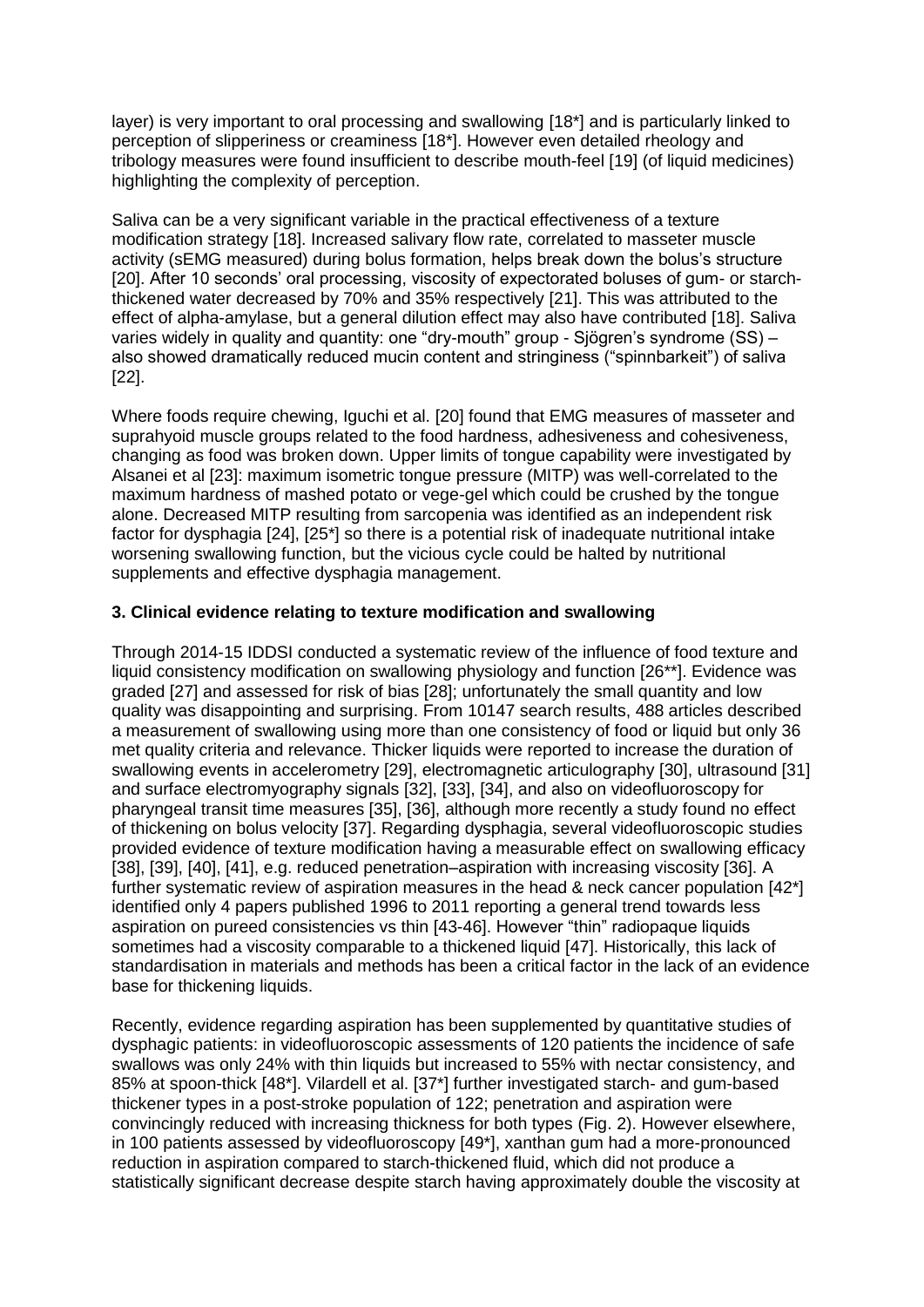layer) is very important to oral processing and swallowing [18*] and is particularly linked to perception of slipperiness or creaminess [18*]. However even detailed rheology and tribology measures were found insufficient to describe mouth-feel [19] (of liquid medicines) highlighting the complexity of perception.

Saliva can be a very significant variable in the practical effectiveness of a texture modification strategy [18]. Increased salivary flow rate, correlated to masseter muscle activity (sEMG measured) during bolus formation, helps break down the bolus's structure [20]. After 10 seconds' oral processing, viscosity of expectorated boluses of gum- or starch-thickened water decreased by 70% and 35% respectively [21]. This was attributed to the effect of alpha-amylase, but a general dilution effect may also have contributed [18]. Saliva varies widely in quality and quantity: one "dry-mouth" group - Sjögren's syndrome (SS) – also showed dramatically reduced mucin content and stringiness ("spinnbarkeit") of saliva [22].

Where foods require chewing, Iguchi et al. [20] found that EMG measures of masseter and suprahyoid muscle groups related to the food hardness, adhesiveness and cohesiveness, changing as food was broken down. Upper limits of tongue capability were investigated by Alsanei et al [23]: maximum isometric tongue pressure (MITP) was well-correlated to the maximum hardness of mashed potato or vege-gel which could be crushed by the tongue alone. Decreased MITP resulting from sarcopenia was identified as an independent risk factor for dysphagia [24], [25*] so there is a potential risk of inadequate nutritional intake worsening swallowing function, but the vicious cycle could be halted by nutritional supplements and effective dysphagia management.

### 3. Clinical evidence relating to texture modification and swallowing

Through 2014-15 IDDSI conducted a systematic review of the influence of food texture and liquid consistency modification on swallowing physiology and function [26**]. Evidence was graded [27] and assessed for risk of bias [28]; unfortunately the small quantity and low quality was disappointing and surprising. From 10147 search results, 488 articles described a measurement of swallowing using more than one consistency of food or liquid but only 36 met quality criteria and relevance. Thicker liquids were reported to increase the duration of swallowing events in accelerometry [29], electromagnetic articulography [30], ultrasound [31] and surface electromyography signals [32], [33], [34], and also on videofluoroscopy for pharyngeal transit time measures [35], [36], although more recently a study found no effect of thickening on bolus velocity [37]. Regarding dysphagia, several videofluoroscopic studies provided evidence of texture modification having a measurable effect on swallowing efficacy [38], [39], [40], [41], e.g. reduced penetration–aspiration with increasing viscosity [36]. A further systematic review of aspiration measures in the head & neck cancer population [42*] identified only 4 papers published 1996 to 2011 reporting a general trend towards less aspiration on pureed consistencies vs thin [43-46]. However "thin" radiopaque liquids sometimes had a viscosity comparable to a thickened liquid [47]. Historically, this lack of standardisation in materials and methods has been a critical factor in the lack of an evidence base for thickening liquids.

Recently, evidence regarding aspiration has been supplemented by quantitative studies of dysphagic patients: in videofluoroscopic assessments of 120 patients the incidence of safe swallows was only 24% with thin liquids but increased to 55% with nectar consistency, and 85% at spoon-thick [48*]. Vilardell et al. [37*] further investigated starch- and gum-based thickener types in a post-stroke population of 122; penetration and aspiration were convincingly reduced with increasing thickness for both types (Fig. 2). However elsewhere, in 100 patients assessed by videofluoroscopy [49*], xanthan gum had a more-pronounced reduction in aspiration compared to starch-thickened fluid, which did not produce a statistically significant decrease despite starch having approximately double the viscosity at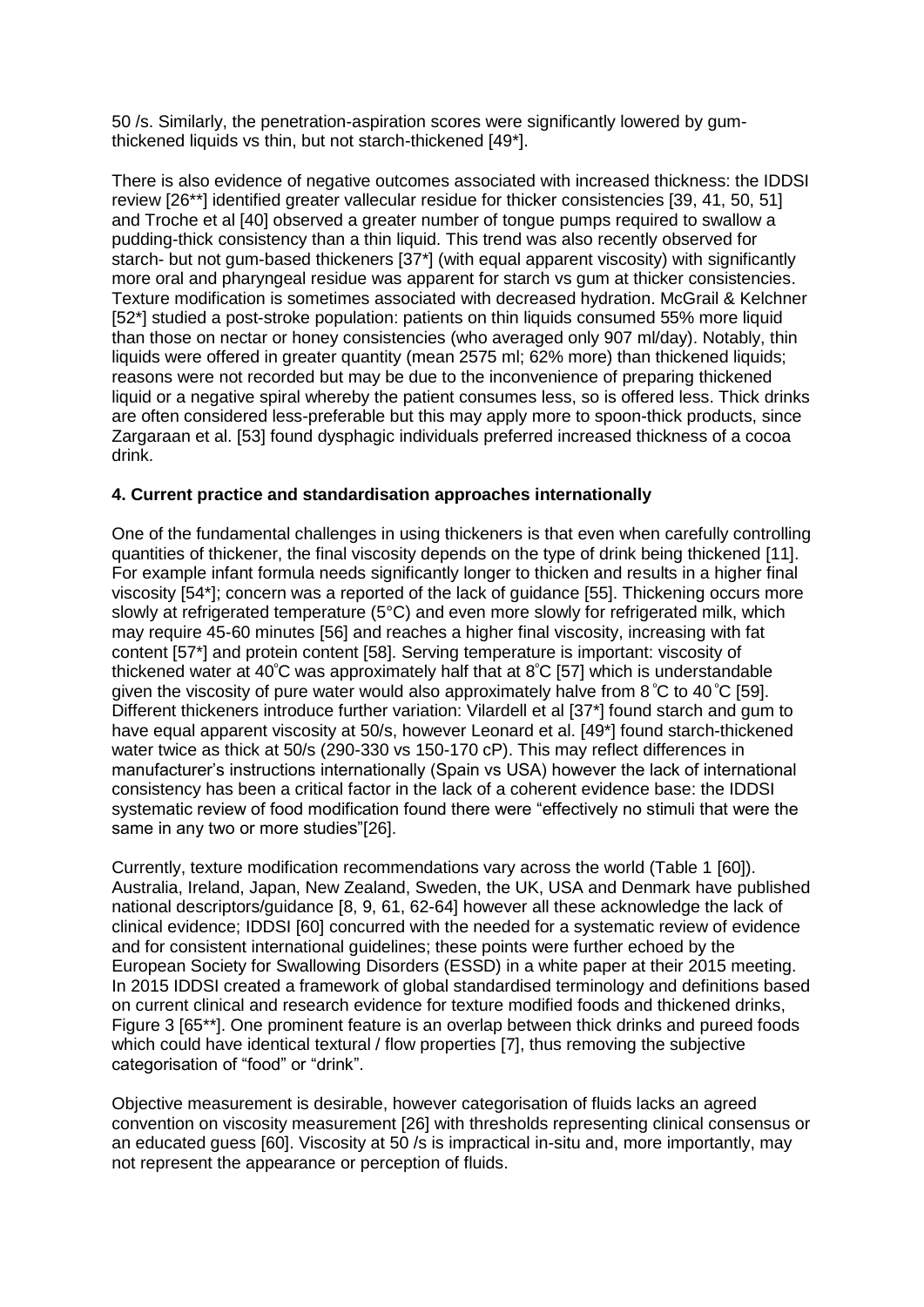50 /s. Similarly, the penetration-aspiration scores were significantly lowered by gum-thickened liquids vs thin, but not starch-thickened [49*].

There is also evidence of negative outcomes associated with increased thickness: the IDDSI review [26**] identified greater vallecular residue for thicker consistencies [39, 41, 50, 51] and Troche et al [40] observed a greater number of tongue pumps required to swallow a pudding-thick consistency than a thin liquid. This trend was also recently observed for starch- but not gum-based thickeners [37*] (with equal apparent viscosity) with significantly more oral and pharyngeal residue was apparent for starch vs gum at thicker consistencies. Texture modification is sometimes associated with decreased hydration. McGrail & Kelchner [52*] studied a post-stroke population: patients on thin liquids consumed 55% more liquid than those on nectar or honey consistencies (who averaged only 907 ml/day). Notably, thin liquids were offered in greater quantity (mean 2575 ml; 62% more) than thickened liquids; reasons were not recorded but may be due to the inconvenience of preparing thickened liquid or a negative spiral whereby the patient consumes less, so is offered less. Thick drinks are often considered less-preferable but this may apply more to spoon-thick products, since Zargaraan et al. [53] found dysphagic individuals preferred increased thickness of a cocoa drink.

**4. Current practice and standardisation approaches internationally**

One of the fundamental challenges in using thickeners is that even when carefully controlling quantities of thickener, the final viscosity depends on the type of drink being thickened [11]. For example infant formula needs significantly longer to thicken and results in a higher final viscosity [54*]; concern was a reported of the lack of guidance [55]. Thickening occurs more slowly at refrigerated temperature (5°C) and even more slowly for refrigerated milk, which may require 45-60 minutes [56] and reaches a higher final viscosity, increasing with fat content [57*] and protein content [58]. Serving temperature is important: viscosity of thickened water at 40°C was approximately half that at 8°C [57] which is understandable given the viscosity of pure water would also approximately halve from 8 °C to 40 °C [59]. Different thickeners introduce further variation: Vilardell et al [37*] found starch and gum to have equal apparent viscosity at 50/s, however Leonard et al. [49*] found starch-thickened water twice as thick at 50/s (290-330 vs 150-170 cP). This may reflect differences in manufacturer's instructions internationally (Spain vs USA) however the lack of international consistency has been a critical factor in the lack of a coherent evidence base: the IDDSI systematic review of food modification found there were "effectively no stimuli that were the same in any two or more studies"[26].

Currently, texture modification recommendations vary across the world (Table 1 [60]). Australia, Ireland, Japan, New Zealand, Sweden, the UK, USA and Denmark have published national descriptors/guidance [8, 9, 61, 62-64] however all these acknowledge the lack of clinical evidence; IDDSI [60] concurred with the needed for a systematic review of evidence and for consistent international guidelines; these points were further echoed by the European Society for Swallowing Disorders (ESSD) in a white paper at their 2015 meeting. In 2015 IDDSI created a framework of global standardised terminology and definitions based on current clinical and research evidence for texture modified foods and thickened drinks, Figure 3 [65**]. One prominent feature is an overlap between thick drinks and pureed foods which could have identical textural / flow properties [7], thus removing the subjective categorisation of "food" or "drink".

Objective measurement is desirable, however categorisation of fluids lacks an agreed convention on viscosity measurement [26] with thresholds representing clinical consensus or an educated guess [60]. Viscosity at 50 /s is impractical in-situ and, more importantly, may not represent the appearance or perception of fluids.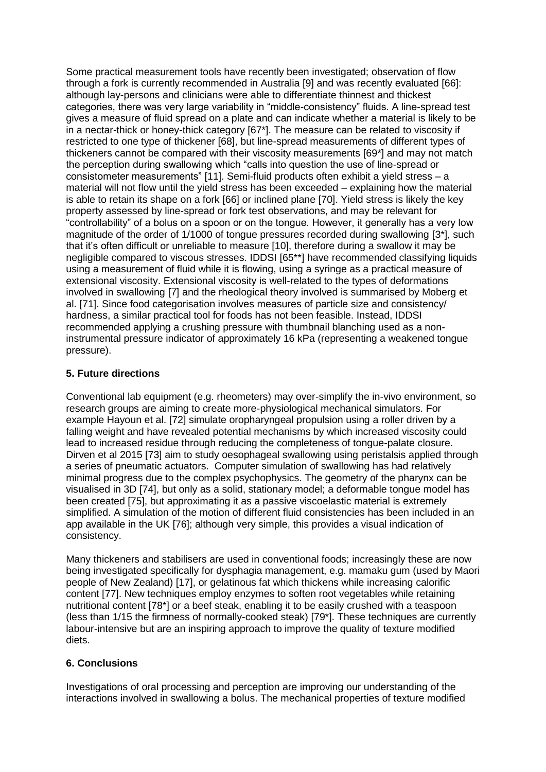Some practical measurement tools have recently been investigated; observation of flow through a fork is currently recommended in Australia [9] and was recently evaluated [66]: although lay-persons and clinicians were able to differentiate thinnest and thickest categories, there was very large variability in "middle-consistency" fluids. A line-spread test gives a measure of fluid spread on a plate and can indicate whether a material is likely to be in a nectar-thick or honey-thick category [67*]. The measure can be related to viscosity if restricted to one type of thickener [68], but line-spread measurements of different types of thickeners cannot be compared with their viscosity measurements [69*] and may not match the perception during swallowing which "calls into question the use of line-spread or consistometer measurements" [11]. Semi-fluid products often exhibit a yield stress – a material will not flow until the yield stress has been exceeded – explaining how the material is able to retain its shape on a fork [66] or inclined plane [70]. Yield stress is likely the key property assessed by line-spread or fork test observations, and may be relevant for "controllability" of a bolus on a spoon or on the tongue. However, it generally has a very low magnitude of the order of 1/1000 of tongue pressures recorded during swallowing [3*], such that it's often difficult or unreliable to measure [10], therefore during a swallow it may be negligible compared to viscous stresses. IDDSI [65**] have recommended classifying liquids using a measurement of fluid while it is flowing, using a syringe as a practical measure of extensional viscosity. Extensional viscosity is well-related to the types of deformations involved in swallowing [7] and the rheological theory involved is summarised by Moberg et al. [71]. Since food categorisation involves measures of particle size and consistency/ hardness, a similar practical tool for foods has not been feasible. Instead, IDDSI recommended applying a crushing pressure with thumbnail blanching used as a non-instrumental pressure indicator of approximately 16 kPa (representing a weakened tongue pressure).

## 5. Future directions

Conventional lab equipment (e.g. rheometers) may over-simplify the in-vivo environment, so research groups are aiming to create more-physiological mechanical simulators. For example Hayoun et al. [72] simulate oropharyngeal propulsion using a roller driven by a falling weight and have revealed potential mechanisms by which increased viscosity could lead to increased residue through reducing the completeness of tongue-palate closure. Dirven et al 2015 [73] aim to study oesophageal swallowing using peristalsis applied through a series of pneumatic actuators. Computer simulation of swallowing has had relatively minimal progress due to the complex psychophysics. The geometry of the pharynx can be visualised in 3D [74], but only as a solid, stationary model; a deformable tongue model has been created [75], but approximating it as a passive viscoelastic material is extremely simplified. A simulation of the motion of different fluid consistencies has been included in an app available in the UK [76]; although very simple, this provides a visual indication of consistency.

Many thickeners and stabilisers are used in conventional foods; increasingly these are now being investigated specifically for dysphagia management, e.g. mamaku gum (used by Maori people of New Zealand) [17], or gelatinous fat which thickens while increasing calorific content [77]. New techniques employ enzymes to soften root vegetables while retaining nutritional content [78*] or a beef steak, enabling it to be easily crushed with a teaspoon (less than 1/15 the firmness of normally-cooked steak) [79*]. These techniques are currently labour-intensive but are an inspiring approach to improve the quality of texture modified diets.

## 6. Conclusions

Investigations of oral processing and perception are improving our understanding of the interactions involved in swallowing a bolus. The mechanical properties of texture modified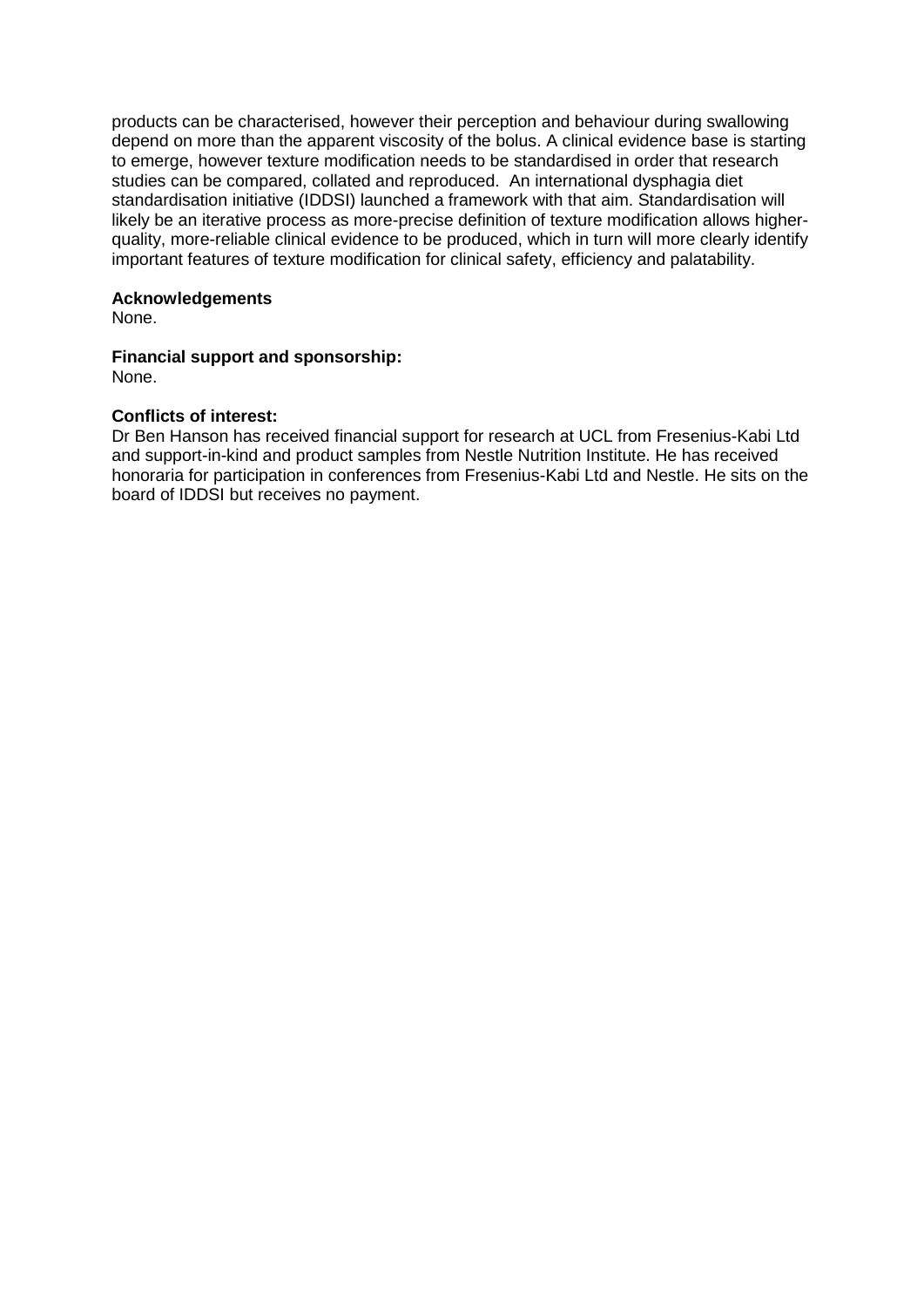products can be characterised, however their perception and behaviour during swallowing depend on more than the apparent viscosity of the bolus. A clinical evidence base is starting to emerge, however texture modification needs to be standardised in order that research studies can be compared, collated and reproduced. An international dysphagia diet standardisation initiative (IDDSI) launched a framework with that aim. Standardisation will likely be an iterative process as more-precise definition of texture modification allows higher-quality, more-reliable clinical evidence to be produced, which in turn will more clearly identify important features of texture modification for clinical safety, efficiency and palatability.

**Acknowledgements**
None.

**Financial support and sponsorship:**
None.

**Conflicts of interest:**
Dr Ben Hanson has received financial support for research at UCL from Fresenius-Kabi Ltd and support-in-kind and product samples from Nestle Nutrition Institute. He has received honoraria for participation in conferences from Fresenius-Kabi Ltd and Nestle. He sits on the board of IDDSI but receives no payment.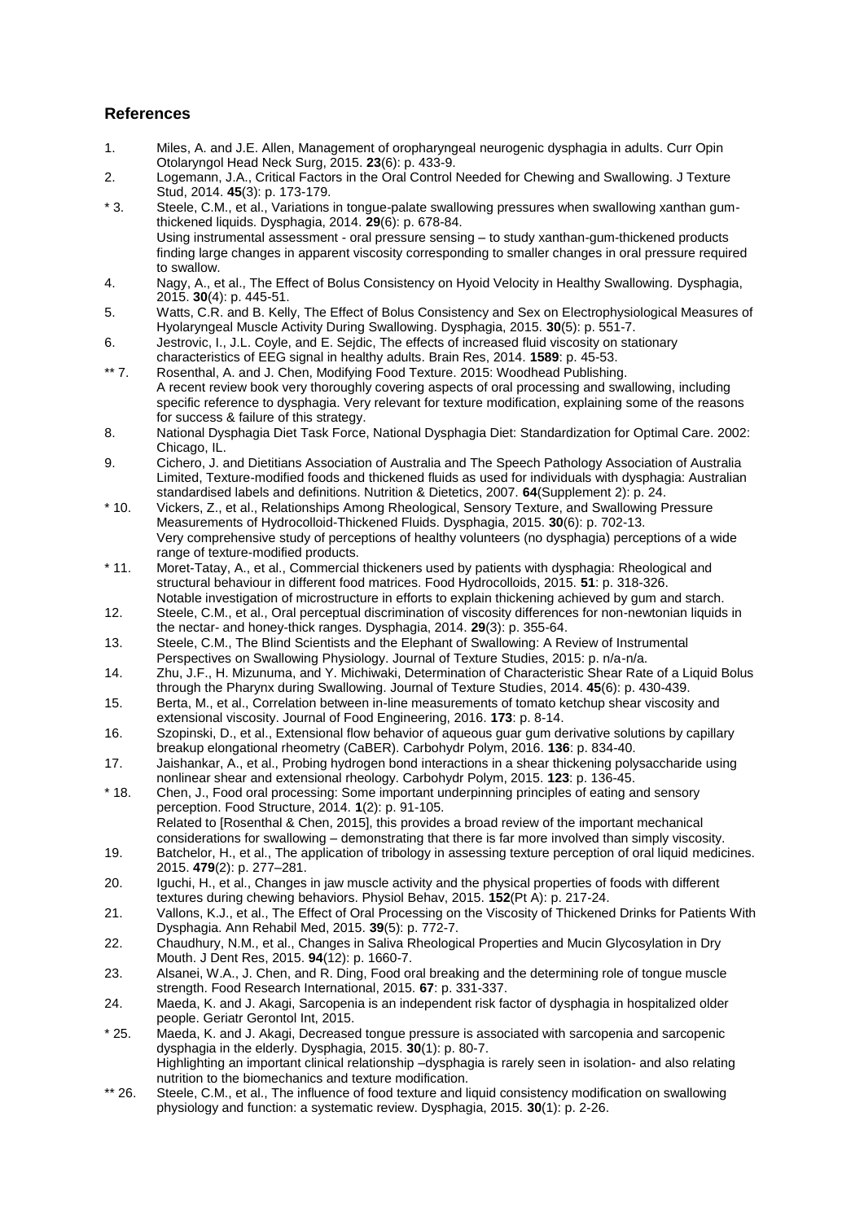## References

1. Miles, A. and J.E. Allen, Management of oropharyngeal neurogenic dysphagia in adults. Curr Opin Otolaryngol Head Neck Surg, 2015. **23**(6): p. 433-9.
2. Logemann, J.A., Critical Factors in the Oral Control Needed for Chewing and Swallowing. J Texture Stud, 2014. **45**(3): p. 173-179.
3. * Steele, C.M., et al., Variations in tongue-palate swallowing pressures when swallowing xanthan gum-thickened liquids. Dysphagia, 2014. **29**(6): p. 678-84.
   Using instrumental assessment - oral pressure sensing – to study xanthan-gum-thickened products finding large changes in apparent viscosity corresponding to smaller changes in oral pressure required to swallow.
4. Nagy, A., et al., The Effect of Bolus Consistency on Hyoid Velocity in Healthy Swallowing. Dysphagia, 2015. **30**(4): p. 445-51.
5. Watts, C.R. and B. Kelly, The Effect of Bolus Consistency and Sex on Electrophysiological Measures of Hyolaryngeal Muscle Activity During Swallowing. Dysphagia, 2015. **30**(5): p. 551-7.
6. Jestrovic, I., J.L. Coyle, and E. Sejdic, The effects of increased fluid viscosity on stationary characteristics of EEG signal in healthy adults. Brain Res, 2014. **1589**: p. 45-53.
7. ** Rosenthal, A. and J. Chen, Modifying Food Texture. 2015: Woodhead Publishing.
   A recent review book very thoroughly covering aspects of oral processing and swallowing, including specific reference to dysphagia. Very relevant for texture modification, explaining some of the reasons for success & failure of this strategy.
8. National Dysphagia Diet Task Force, National Dysphagia Diet: Standardization for Optimal Care. 2002: Chicago, IL.
9. Cichero, J. and Dietitians Association of Australia and The Speech Pathology Association of Australia Limited, Texture-modified foods and thickened fluids as used for individuals with dysphagia: Australian standardised labels and definitions. Nutrition & Dietetics, 2007. **64**(Supplement 2): p. 24.
10. * Vickers, Z., et al., Relationships Among Rheological, Sensory Texture, and Swallowing Pressure Measurements of Hydrocolloid-Thickened Fluids. Dysphagia, 2015. **30**(6): p. 702-13.
    Very comprehensive study of perceptions of healthy volunteers (no dysphagia) perceptions of a wide range of texture-modified products.
11. * Moret-Tatay, A., et al., Commercial thickeners used by patients with dysphagia: Rheological and structural behaviour in different food matrices. Food Hydrocolloids, 2015. **51**: p. 318-326.
    Notable investigation of microstructure in efforts to explain thickening achieved by gum and starch.
12. Steele, C.M., et al., Oral perceptual discrimination of viscosity differences for non-newtonian liquids in the nectar- and honey-thick ranges. Dysphagia, 2014. **29**(3): p. 355-64.
13. Steele, C.M., The Blind Scientists and the Elephant of Swallowing: A Review of Instrumental Perspectives on Swallowing Physiology. Journal of Texture Studies, 2015: p. n/a-n/a.
14. Zhu, J.F., H. Mizunuma, and Y. Michiwaki, Determination of Characteristic Shear Rate of a Liquid Bolus through the Pharynx during Swallowing. Journal of Texture Studies, 2014. **45**(6): p. 430-439.
15. Berta, M., et al., Correlation between in-line measurements of tomato ketchup shear viscosity and extensional viscosity. Journal of Food Engineering, 2016. **173**: p. 8-14.
16. Szopinski, D., et al., Extensional flow behavior of aqueous guar gum derivative solutions by capillary breakup elongational rheometry (CaBER). Carbohydr Polym, 2016. **136**: p. 834-40.
17. Jaishankar, A., et al., Probing hydrogen bond interactions in a shear thickening polysaccharide using nonlinear shear and extensional rheology. Carbohydr Polym, 2015. **123**: p. 136-45.
18. * Chen, J., Food oral processing: Some important underpinning principles of eating and sensory perception. Food Structure, 2014. **1**(2): p. 91-105.
    Related to [Rosenthal & Chen, 2015], this provides a broad review of the important mechanical considerations for swallowing – demonstrating that there is far more involved than simply viscosity.
19. Batchelor, H., et al., The application of tribology in assessing texture perception of oral liquid medicines. 2015. **479**(2): p. 277–281.
20. Iguchi, H., et al., Changes in jaw muscle activity and the physical properties of foods with different textures during chewing behaviors. Physiol Behav, 2015. **152**(Pt A): p. 217-24.
21. Vallons, K.J., et al., The Effect of Oral Processing on the Viscosity of Thickened Drinks for Patients With Dysphagia. Ann Rehabil Med, 2015. **39**(5): p. 772-7.
22. Chaudhury, N.M., et al., Changes in Saliva Rheological Properties and Mucin Glycosylation in Dry Mouth. J Dent Res, 2015. **94**(12): p. 1660-7.
23. Alsanei, W.A., J. Chen, and R. Ding, Food oral breaking and the determining role of tongue muscle strength. Food Research International, 2015. **67**: p. 331-337.
24. Maeda, K. and J. Akagi, Sarcopenia is an independent risk factor of dysphagia in hospitalized older people. Geriatr Gerontol Int, 2015.
25. * Maeda, K. and J. Akagi, Decreased tongue pressure is associated with sarcopenic and sarcopenic dysphagia in the elderly. Dysphagia, 2015. **30**(1): p. 80-7.
    Highlighting an important clinical relationship –dysphagia is rarely seen in isolation- and also relating nutrition to the biomechanics and texture modification.
26. ** Steele, C.M., et al., The influence of food texture and liquid consistency modification on swallowing physiology and function: a systematic review. Dysphagia, 2015. **30**(1): p. 2-26.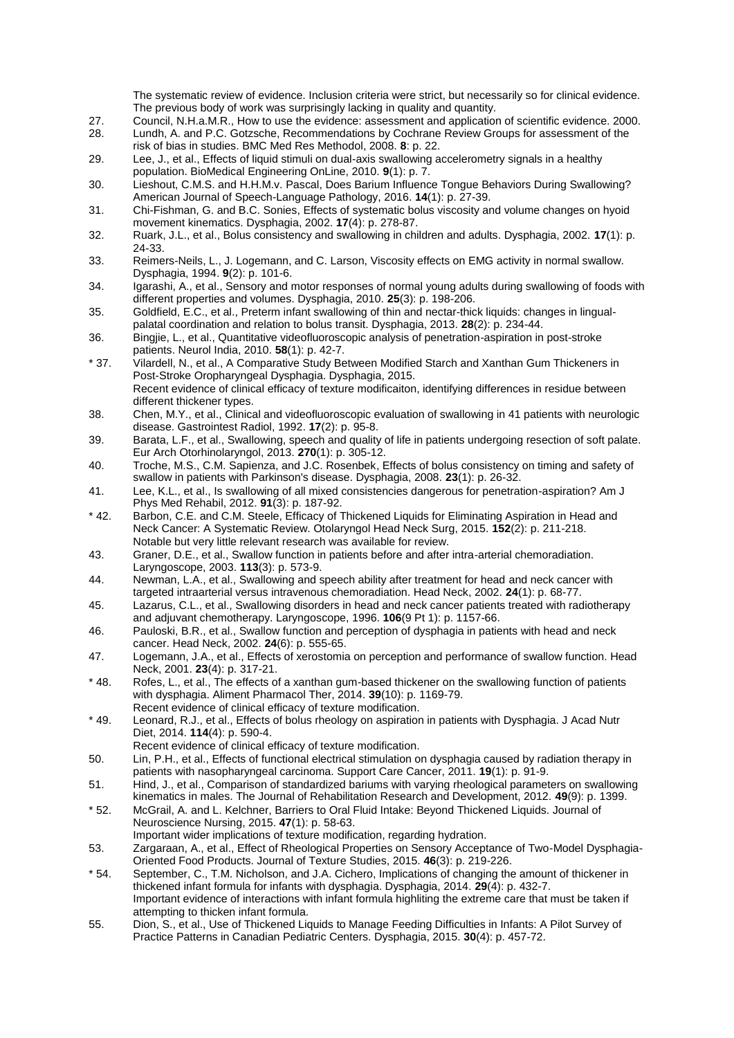The systematic review of evidence. Inclusion criteria were strict, but necessarily so for clinical evidence. The previous body of work was surprisingly lacking in quality and quantity.

27. Council, N.H.a.M.R., How to use the evidence: assessment and application of scientific evidence. 2000.
28. Lundh, A. and P.C. Gotzsche, Recommendations by Cochrane Review Groups for assessment of the risk of bias in studies. BMC Med Res Methodol, 2008. **8**: p. 22.
29. Lee, J., et al., Effects of liquid stimuli on dual-axis swallowing accelerometry signals in a healthy population. BioMedical Engineering OnLine, 2010. **9**(1): p. 7.
30. Lieshout, C.M.S. and H.H.M.v. Pascal, Does Barium Influence Tongue Behaviors During Swallowing? American Journal of Speech-Language Pathology, 2016. **14**(1): p. 27-39.
31. Chi-Fishman, G. and B.C. Sonies, Effects of systematic bolus viscosity and volume changes on hyoid movement kinematics. Dysphagia, 2002. **17**(4): p. 278-87.
32. Ruark, J.L., et al., Bolus consistency and swallowing in children and adults. Dysphagia, 2002. **17**(1): p. 24-33.
33. Reimers-Neils, L., J. Logemann, and C. Larson, Viscosity effects on EMG activity in normal swallow. Dysphagia, 1994. **9**(2): p. 101-6.
34. Igarashi, A., et al., Sensory and motor responses of normal young adults during swallowing of foods with different properties and volumes. Dysphagia, 2010. **25**(3): p. 198-206.
35. Goldfield, E.C., et al., Preterm infant swallowing of thin and nectar-thick liquids: changes in lingual-palatal coordination and relation to bolus transit. Dysphagia, 2013. **28**(2): p. 234-44.
36. Bingjie, L., et al., Quantitative videofluoroscopic analysis of penetration-aspiration in post-stroke patients. Neurol India, 2010. **58**(1): p. 42-7.

\* 37. Vilardell, N., et al., A Comparative Study Between Modified Starch and Xanthan Gum Thickeners in Post-Stroke Oropharyngeal Dysphagia. Dysphagia, 2015.
Recent evidence of clinical efficacy of texture modificaiton, identifying differences in residue between different thickener types.

38. Chen, M.Y., et al., Clinical and videofluoroscopic evaluation of swallowing in 41 patients with neurologic disease. Gastrointest Radiol, 1992. **17**(2): p. 95-8.
39. Barata, L.F., et al., Swallowing, speech and quality of life in patients undergoing resection of soft palate. Eur Arch Otorhinolaryngol, 2013. **270**(1): p. 305-12.
40. Troche, M.S., C.M. Sapienza, and J.C. Rosenbek, Effects of bolus consistency on timing and safety of swallow in patients with Parkinson's disease. Dysphagia, 2008. **23**(1): p. 26-32.
41. Lee, K.L., et al., Is swallowing of all mixed consistencies dangerous for penetration-aspiration? Am J Phys Med Rehabil, 2012. **91**(3): p. 187-92.

\* 42. Barbon, C.E. and C.M. Steele, Efficacy of Thickened Liquids for Eliminating Aspiration in Head and Neck Cancer: A Systematic Review. Otolaryngol Head Neck Surg, 2015. **152**(2): p. 211-218.
Notable but very little relevant research was available for review.

43. Graner, D.E., et al., Swallow function in patients before and after intra-arterial chemoradiation. Laryngoscope, 2003. **113**(3): p. 573-9.
44. Newman, L.A., et al., Swallowing and speech ability after treatment for head and neck cancer with targeted intraarterial versus intravenous chemoradiation. Head Neck, 2002. **24**(1): p. 68-77.
45. Lazarus, C.L., et al., Swallowing disorders in head and neck cancer patients treated with radiotherapy and adjuvant chemotherapy. Laryngoscope, 1996. **106**(9 Pt 1): p. 1157-66.
46. Pauloski, B.R., et al., Swallow function and perception of dysphagia in patients with head and neck cancer. Head Neck, 2002. **24**(6): p. 555-65.
47. Logemann, J.A., et al., Effects of xerostomia on perception and performance of swallow function. Head Neck, 2001. **23**(4): p. 317-21.

\* 48. Rofes, L., et al., The effects of a xanthan gum-based thickener on the swallowing function of patients with dysphagia. Aliment Pharmacol Ther, 2014. **39**(10): p. 1169-79.
Recent evidence of clinical efficacy of texture modification.

\* 49. Leonard, R.J., et al., Effects of bolus rheology on aspiration in patients with Dysphagia. J Acad Nutr Diet, 2014. **114**(4): p. 590-4.
Recent evidence of clinical efficacy of texture modification.

50. Lin, P.H., et al., Effects of functional electrical stimulation on dysphagia caused by radiation therapy in patients with nasopharyngeal carcinoma. Support Care Cancer, 2011. **19**(1): p. 91-9.
51. Hind, J., et al., Comparison of standardized bariums with varying rheological parameters on swallowing kinematics in males. The Journal of Rehabilitation Research and Development, 2012. **49**(9): p. 1399.

\* 52. McGrail, A. and L. Kelchner, Barriers to Oral Fluid Intake: Beyond Thickened Liquids. Journal of Neuroscience Nursing, 2015. **47**(1): p. 58-63.
Important wider implications of texture modification, regarding hydration.

53. Zargaraan, A., et al., Effect of Rheological Properties on Sensory Acceptance of Two-Model Dysphagia-Oriented Food Products. Journal of Texture Studies, 2015. **46**(3): p. 219-226.

\* 54. September, C., T.M. Nicholson, and J.A. Cichero, Implications of changing the amount of thickener in thickened infant formula for infants with dysphagia. Dysphagia, 2014. **29**(4): p. 432-7.
Important evidence of interactions with infant formula highliting the extreme care that must be taken if attempting to thicken infant formula.

55. Dion, S., et al., Use of Thickened Liquids to Manage Feeding Difficulties in Infants: A Pilot Survey of Practice Patterns in Canadian Pediatric Centers. Dysphagia, 2015. **30**(4): p. 457-72.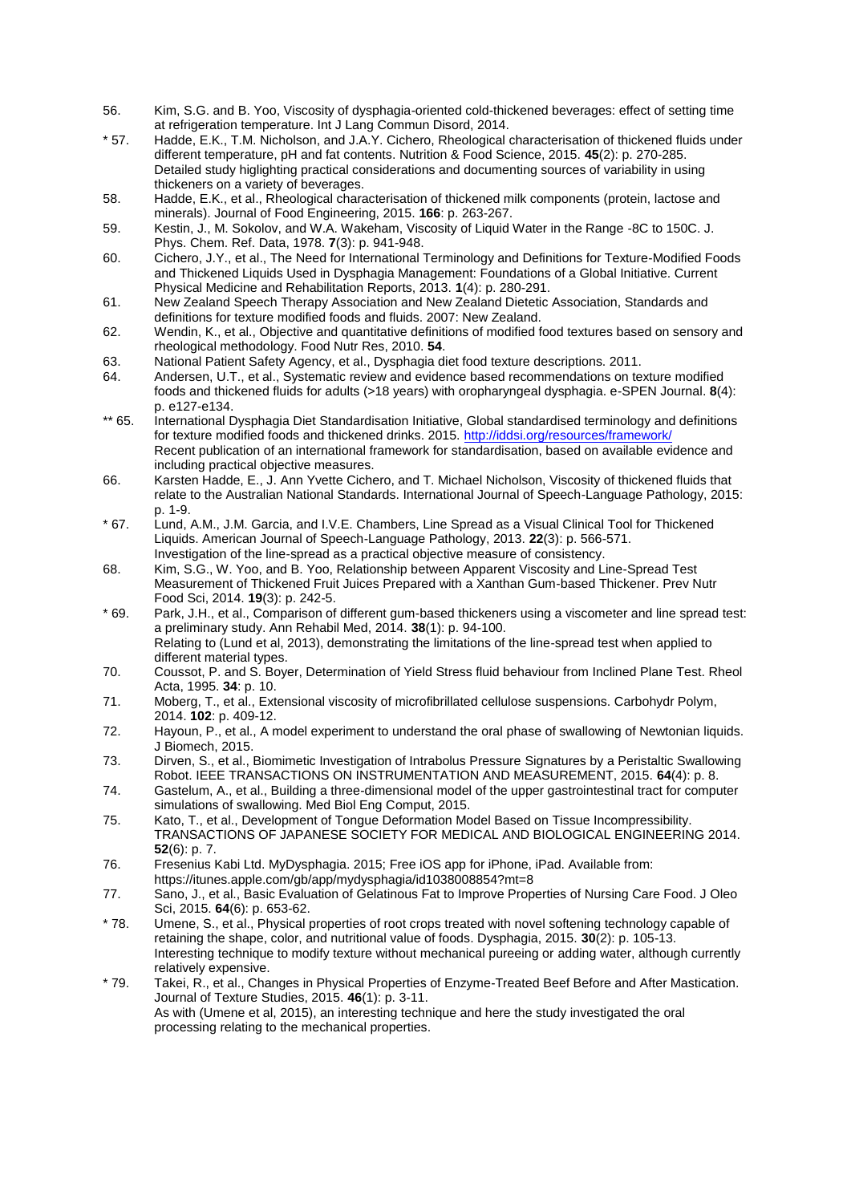56. Kim, S.G. and B. Yoo, Viscosity of dysphagia-oriented cold-thickened beverages: effect of setting time at refrigeration temperature. Int J Lang Commun Disord, 2014.

\* 57. Hadde, E.K., T.M. Nicholson, and J.A.Y. Cichero, Rheological characterisation of thickened fluids under different temperature, pH and fat contents. Nutrition & Food Science, 2015. **45**(2): p. 270-285.
Detailed study higlighting practical considerations and documenting sources of variability in using thickeners on a variety of beverages.

58. Hadde, E.K., et al., Rheological characterisation of thickened milk components (protein, lactose and minerals). Journal of Food Engineering, 2015. **166**: p. 263-267.

59. Kestin, J., M. Sokolov, and W.A. Wakeham, Viscosity of Liquid Water in the Range -8C to 150C. J. Phys. Chem. Ref. Data, 1978. **7**(3): p. 941-948.

60. Cichero, J.Y., et al., The Need for International Terminology and Definitions for Texture-Modified Foods and Thickened Liquids Used in Dysphagia Management: Foundations of a Global Initiative. Current Physical Medicine and Rehabilitation Reports, 2013. **1**(4): p. 280-291.

61. New Zealand Speech Therapy Association and New Zealand Dietetic Association, Standards and definitions for texture modified foods and fluids. 2007: New Zealand.

62. Wendin, K., et al., Objective and quantitative definitions of modified food textures based on sensory and rheological methodology. Food Nutr Res, 2010. **54**.

63. National Patient Safety Agency, et al., Dysphagia diet food texture descriptions. 2011.

64. Andersen, U.T., et al., Systematic review and evidence based recommendations on texture modified foods and thickened fluids for adults (>18 years) with oropharyngeal dysphagia. e-SPEN Journal. **8**(4): p. e127-e134.

\*\* 65. International Dysphagia Diet Standardisation Initiative, Global standardised terminology and definitions for texture modified foods and thickened drinks. 2015. http://iddsi.org/resources/framework/
Recent publication of an international framework for standardisation, based on available evidence and including practical objective measures.

66. Karsten Hadde, E., J. Ann Yvette Cichero, and T. Michael Nicholson, Viscosity of thickened fluids that relate to the Australian National Standards. International Journal of Speech-Language Pathology, 2015: p. 1-9.

\* 67. Lund, A.M., J.M. Garcia, and I.V.E. Chambers, Line Spread as a Visual Clinical Tool for Thickened Liquids. American Journal of Speech-Language Pathology, 2013. **22**(3): p. 566-571.
Investigation of the line-spread as a practical objective measure of consistency.

68. Kim, S.G., W. Yoo, and B. Yoo, Relationship between Apparent Viscosity and Line-Spread Test Measurement of Thickened Fruit Juices Prepared with a Xanthan Gum-based Thickener. Prev Nutr Food Sci, 2014. **19**(3): p. 242-5.

\* 69. Park, J.H., et al., Comparison of different gum-based thickeners using a viscometer and line spread test: a preliminary study. Ann Rehabil Med, 2014. **38**(1): p. 94-100.
Relating to (Lund et al, 2013), demonstrating the limitations of the line-spread test when applied to different material types.

70. Coussot, P. and S. Boyer, Determination of Yield Stress fluid behaviour from Inclined Plane Test. Rheol Acta, 1995. **34**: p. 10.

71. Moberg, T., et al., Extensional viscosity of microfibrillated cellulose suspensions. Carbohydr Polym, 2014. **102**: p. 409-12.

72. Hayoun, P., et al., A model experiment to understand the oral phase of swallowing of Newtonian liquids. J Biomech, 2015.

73. Dirven, S., et al., Biomimetic Investigation of Intrabolus Pressure Signatures by a Peristaltic Swallowing Robot. IEEE TRANSACTIONS ON INSTRUMENTATION AND MEASUREMENT, 2015. **64**(4): p. 8.

74. Gastelum, A., et al., Building a three-dimensional model of the upper gastrointestinal tract for computer simulations of swallowing. Med Biol Eng Comput, 2015.

75. Kato, T., et al., Development of Tongue Deformation Model Based on Tissue Incompressibility. TRANSACTIONS OF JAPANESE SOCIETY FOR MEDICAL AND BIOLOGICAL ENGINEERING 2014. **52**(6): p. 7.

76. Fresenius Kabi Ltd. MyDysphagia. 2015; Free iOS app for iPhone, iPad. Available from: https://itunes.apple.com/gb/app/mydysphagia/id1038008854?mt=8

77. Sano, J., et al., Basic Evaluation of Gelatinous Fat to Improve Properties of Nursing Care Food. J Oleo Sci, 2015. **64**(6): p. 653-62.

\* 78. Umene, S., et al., Physical properties of root crops treated with novel softening technology capable of retaining the shape, color, and nutritional value of foods. Dysphagia, 2015. **30**(2): p. 105-13.
Interesting technique to modify texture without mechanical pureeing or adding water, although currently relatively expensive.

\* 79. Takei, R., et al., Changes in Physical Properties of Enzyme-Treated Beef Before and After Mastication. Journal of Texture Studies, 2015. **46**(1): p. 3-11.
As with (Umene et al, 2015), an interesting technique and here the study investigated the oral processing relating to the mechanical properties.